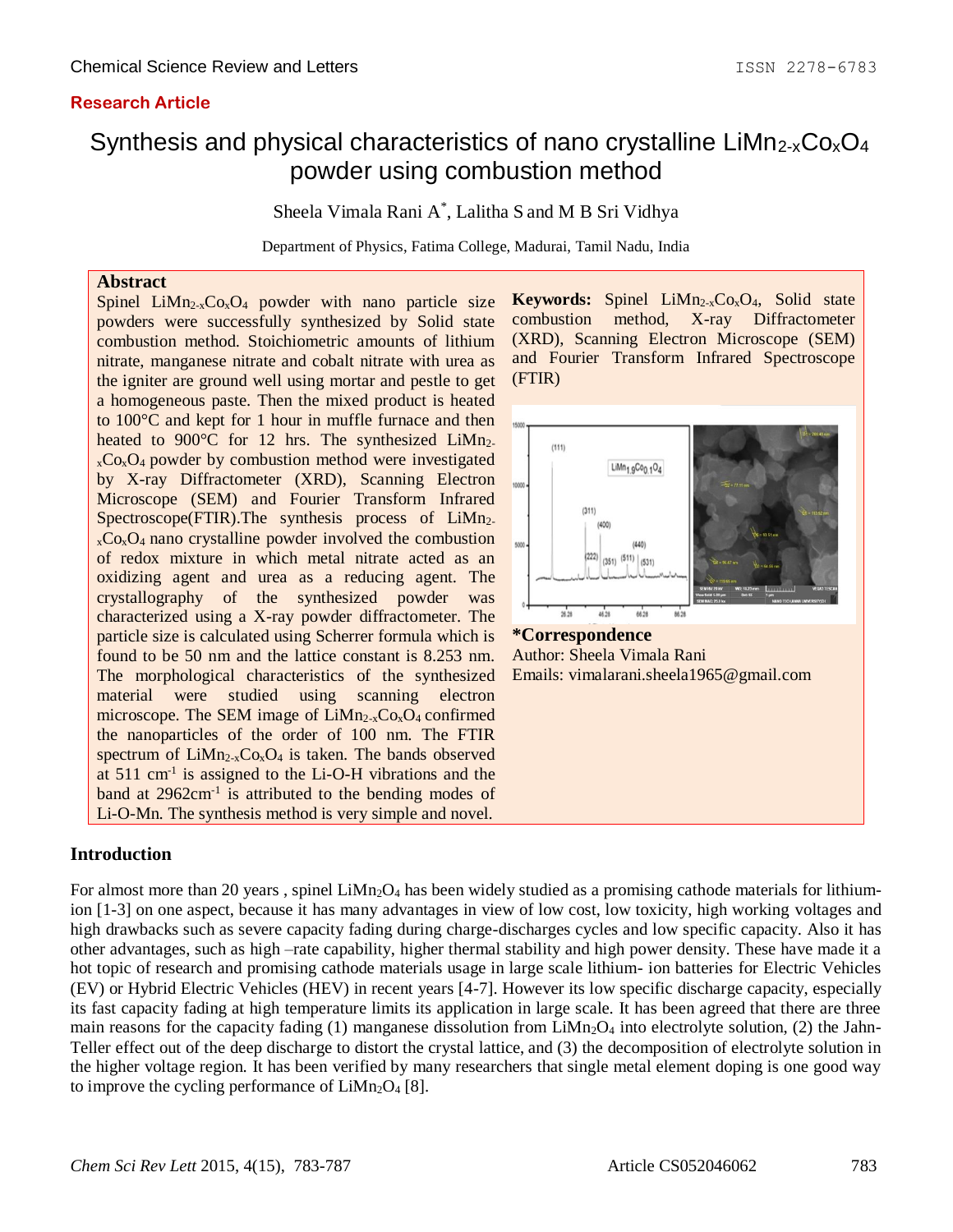Research Article

# Synthesis and physical characteristics of nano crystalline $LiMn_{2-x}Co_xO_4$ powder using combustion method

Sheela Vimala Rani A*, Lalitha S and M B Sri Vidhya

Department of Physics, Fatima College, Madurai, Tamil Nadu, India

## Abstract

Spinel $LiMn_{2-x}Co_xO_4$ powder with nano particle size powders were successfully synthesized by Solid state combustion method. Stoichiometric amounts of lithium nitrate, manganese nitrate and cobalt nitrate with urea as the igniter are ground well using mortar and pestle to get a homogeneous paste. Then the mixed product is heated to 100°C and kept for 1 hour in muffle furnace and then heated to 900°C for 12 hrs. The synthesized $LiMn_{2-x}Co_xO_4$ powder by combustion method were investigated by X-ray Diffractometer (XRD), Scanning Electron Microscope (SEM) and Fourier Transform Infrared Spectroscope(FTIR).The synthesis process of $LiMn_{2-x}Co_xO_4$ nano crystalline powder involved the combustion of redox mixture in which metal nitrate acted as an oxidizing agent and urea as a reducing agent. The crystallography of the synthesized powder was characterized using a X-ray powder diffractometer. The particle size is calculated using Scherrer formula which is found to be 50 nm and the lattice constant is 8.253 nm. The morphological characteristics of the synthesized material were studied using scanning electron microscope. The SEM image of $LiMn_{2-x}Co_xO_4$ confirmed the nanoparticles of the order of 100 nm. The FTIR spectrum of $LiMn_{2-x}Co_xO_4$ is taken. The bands observed at 511 $cm^{-1}$ is assigned to the Li-O-H vibrations and the band at 2962$cm^{-1}$ is attributed to the bending modes of Li-O-Mn. The synthesis method is very simple and novel.

**Keywords:** Spinel $LiMn_{2-x}Co_xO_4$, Solid state combustion method, X-ray Diffractometer (XRD), Scanning Electron Microscope (SEM) and Fourier Transform Infrared Spectroscope (FTIR)

**\*Correspondence**
Author: Sheela Vimala Rani
Emails: vimalarani.sheela1965@gmail.com

## Introduction

For almost more than 20 years , spinel $LiMn_2O_4$ has been widely studied as a promising cathode materials for lithium-ion [1-3] on one aspect, because it has many advantages in view of low cost, low toxicity, high working voltages and high drawbacks such as severe capacity fading during charge-discharges cycles and low specific capacity. Also it has other advantages, such as high –rate capability, higher thermal stability and high power density. These have made it a hot topic of research and promising cathode materials usage in large scale lithium- ion batteries for Electric Vehicles (EV) or Hybrid Electric Vehicles (HEV) in recent years [4-7]. However its low specific discharge capacity, especially its fast capacity fading at high temperature limits its application in large scale. It has been agreed that there are three main reasons for the capacity fading (1) manganese dissolution from $LiMn_2O_4$ into electrolyte solution, (2) the Jahn-Teller effect out of the deep discharge to distort the crystal lattice, and (3) the decomposition of electrolyte solution in the higher voltage region. It has been verified by many researchers that single metal element doping is one good way to improve the cycling performance of $LiMn_2O_4$ [8].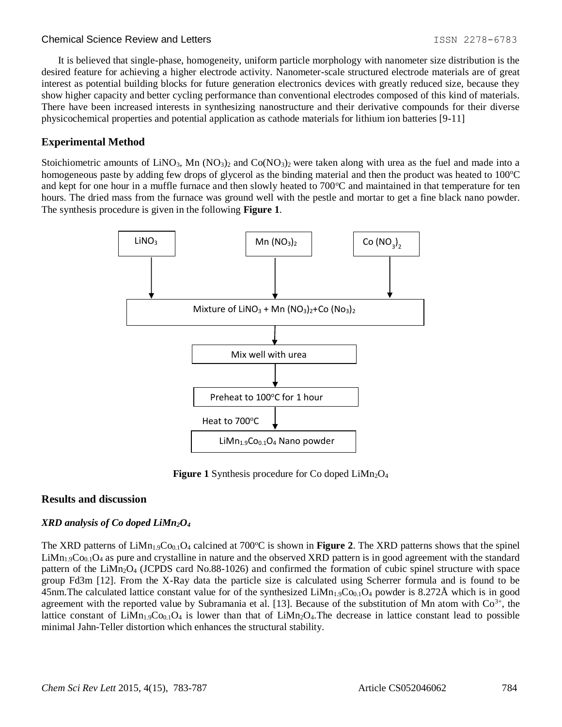It is believed that single-phase, homogeneity, uniform particle morphology with nanometer size distribution is the desired feature for achieving a higher electrode activity. Nanometer-scale structured electrode materials are of great interest as potential building blocks for future generation electronics devices with greatly reduced size, because they show higher capacity and better cycling performance than conventional electrodes composed of this kind of materials. There have been increased interests in synthesizing nanostructure and their derivative compounds for their diverse physicochemical properties and potential application as cathode materials for lithium ion batteries [9-11]

## Experimental Method

Stoichiometric amounts of $LiNO_3$, Mn $(NO_3)_2$ and $Co(NO_3)_2$ were taken along with urea as the fuel and made into a homogeneous paste by adding few drops of glycerol as the binding material and then the product was heated to 100°C and kept for one hour in a muffle furnace and then slowly heated to 700°C and maintained in that temperature for ten hours. The dried mass from the furnace was ground well with the pestle and mortar to get a fine black nano powder. The synthesis procedure is given in the following **Figure 1**.

$LiNO_3$ | Mn $(NO_3)_2$ | Co $(NO_3)_2$

↓

Mixture of $LiNO_3$ + Mn $(NO_3)_2$+Co $(No_3)_2$

↓

Mix well with urea

↓

Preheat to 100°C for 1 hour

↓ Heat to 700°C

$LiMn_{1.9}Co_{0.1}O_4$ Nano powder

**Figure 1** Synthesis procedure for Co doped $LiMn_2O_4$

## Results and discussion

### *XRD analysis of Co doped $LiMn_2O_4$*

The XRD patterns of $LiMn_{1.9}Co_{0.1}O_4$ calcined at 700°C is shown in **Figure 2**. The XRD patterns shows that the spinel $LiMn_{1.9}Co_{0.1}O_4$ as pure and crystalline in nature and the observed XRD pattern is in good agreement with the standard pattern of the $LiMn_2O_4$ (JCPDS card No.88-1026) and confirmed the formation of cubic spinel structure with space group Fd3m [12]. From the X-Ray data the particle size is calculated using Scherrer formula and is found to be 45nm.The calculated lattice constant value for of the synthesized $LiMn_{1.9}Co_{0.1}O_4$ powder is 8.272Å which is in good agreement with the reported value by Subramania et al. [13]. Because of the substitution of Mn atom with $Co^{3+}$, the lattice constant of $LiMn_{1.9}Co_{0.1}O_4$ is lower than that of $LiMn_2O_4$.The decrease in lattice constant lead to possible minimal Jahn-Teller distortion which enhances the structural stability.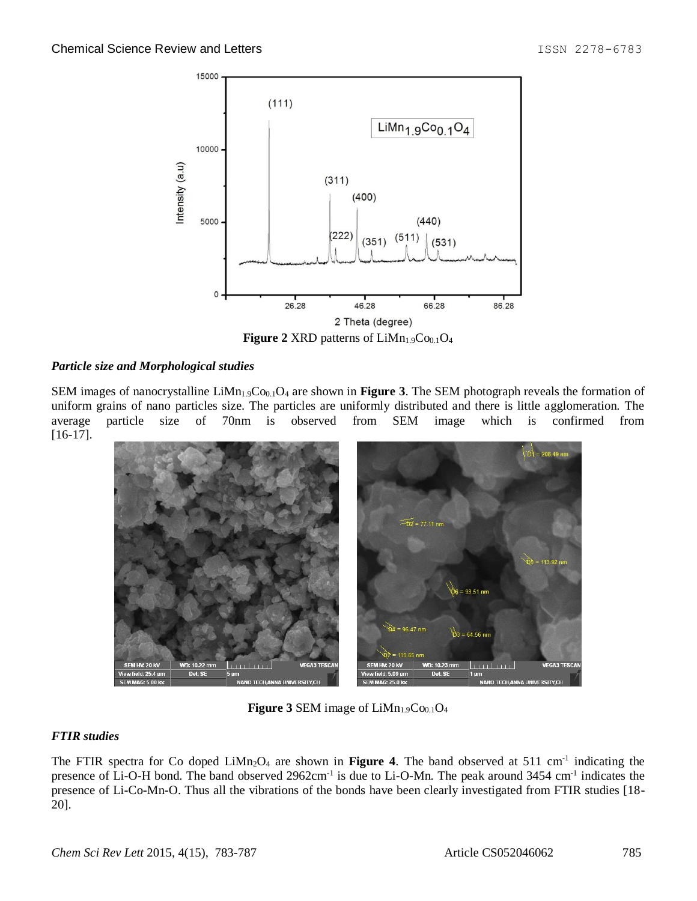**Figure 2** XRD patterns of $LiMn_{1.9}Co_{0.1}O_4$

### *Particle size and Morphological studies*

SEM images of nanocrystalline $LiMn_{1.9}Co_{0.1}O_4$ are shown in **Figure 3**. The SEM photograph reveals the formation of uniform grains of nano particles size. The particles are uniformly distributed and there is little agglomeration. The average particle size of 70nm is observed from SEM image which is confirmed from [16-17].

**Figure 3** SEM image of $LiMn_{1.9}Co_{0.1}O_4$

### *FTIR studies*

The FTIR spectra for Co doped $LiMn_2O_4$ are shown in **Figure 4**. The band observed at 511 $cm^{-1}$ indicating the presence of Li-O-H bond. The band observed 2962$cm^{-1}$ is due to Li-O-Mn. The peak around 3454 $cm^{-1}$ indicates the presence of Li-Co-Mn-O. Thus all the vibrations of the bonds have been clearly investigated from FTIR studies [18-20].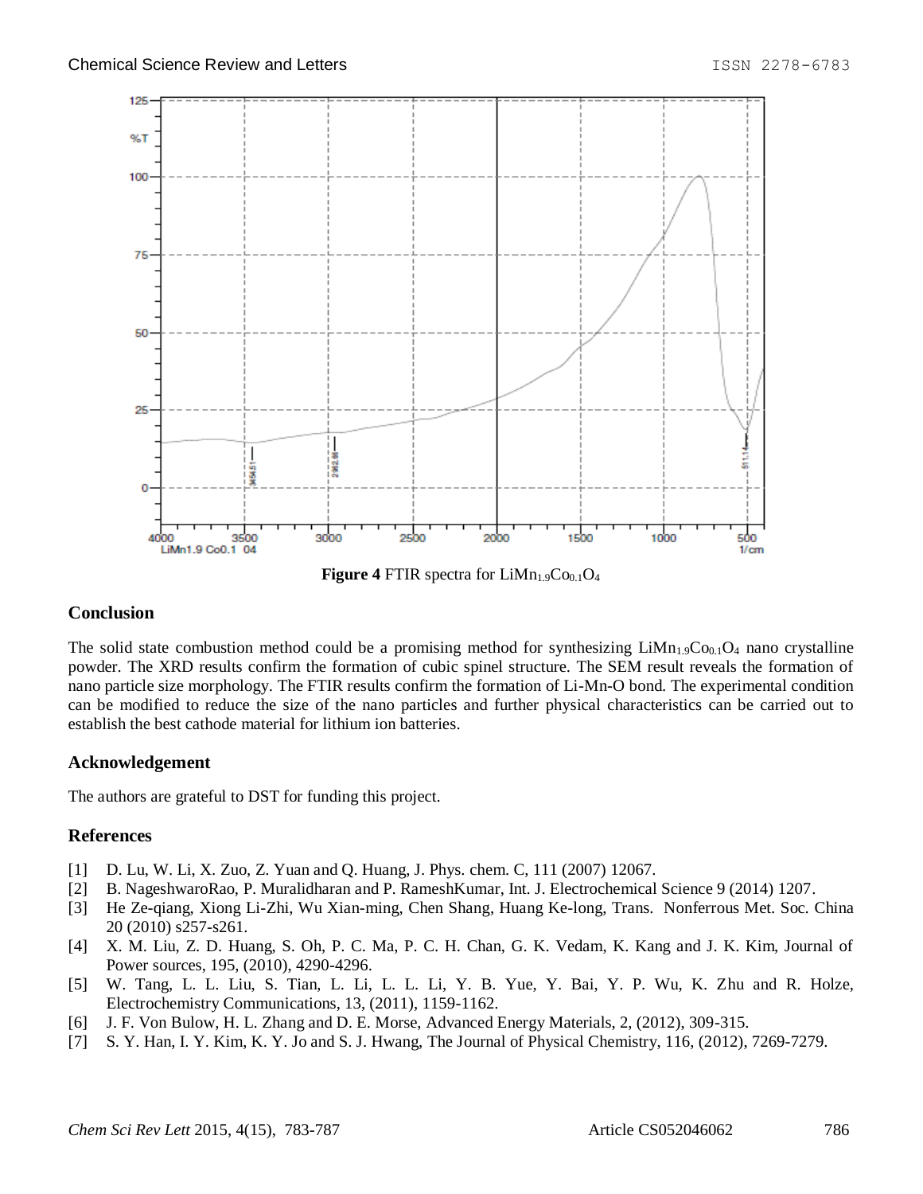**Figure 4** FTIR spectra for $LiMn_{1.9}Co_{0.1}O_4$

## Conclusion

The solid state combustion method could be a promising method for synthesizing $LiMn_{1.9}Co_{0.1}O_4$ nano crystalline powder. The XRD results confirm the formation of cubic spinel structure. The SEM result reveals the formation of nano particle size morphology. The FTIR results confirm the formation of Li-Mn-O bond. The experimental condition can be modified to reduce the size of the nano particles and further physical characteristics can be carried out to establish the best cathode material for lithium ion batteries.

## Acknowledgement

The authors are grateful to DST for funding this project.

## References

[1] D. Lu, W. Li, X. Zuo, Z. Yuan and Q. Huang, J. Phys. chem. C, 111 (2007) 12067.

[2] B. NageshwaroRao, P. Muralidharan and P. RameshKumar, Int. J. Electrochemical Science 9 (2014) 1207.

[3] He Ze-qiang, Xiong Li-Zhi, Wu Xian-ming, Chen Shang, Huang Ke-long, Trans. Nonferrous Met. Soc. China 20 (2010) s257-s261.

[4] X. M. Liu, Z. D. Huang, S. Oh, P. C. Ma, P. C. H. Chan, G. K. Vedam, K. Kang and J. K. Kim, Journal of Power sources, 195, (2010), 4290-4296.

[5] W. Tang, L. L. Liu, S. Tian, L. Li, L. L. Li, Y. B. Yue, Y. Bai, Y. P. Wu, K. Zhu and R. Holze, Electrochemistry Communications, 13, (2011), 1159-1162.

[6] J. F. Von Bulow, H. L. Zhang and D. E. Morse, Advanced Energy Materials, 2, (2012), 309-315.

[7] S. Y. Han, I. Y. Kim, K. Y. Jo and S. J. Hwang, The Journal of Physical Chemistry, 116, (2012), 7269-7279.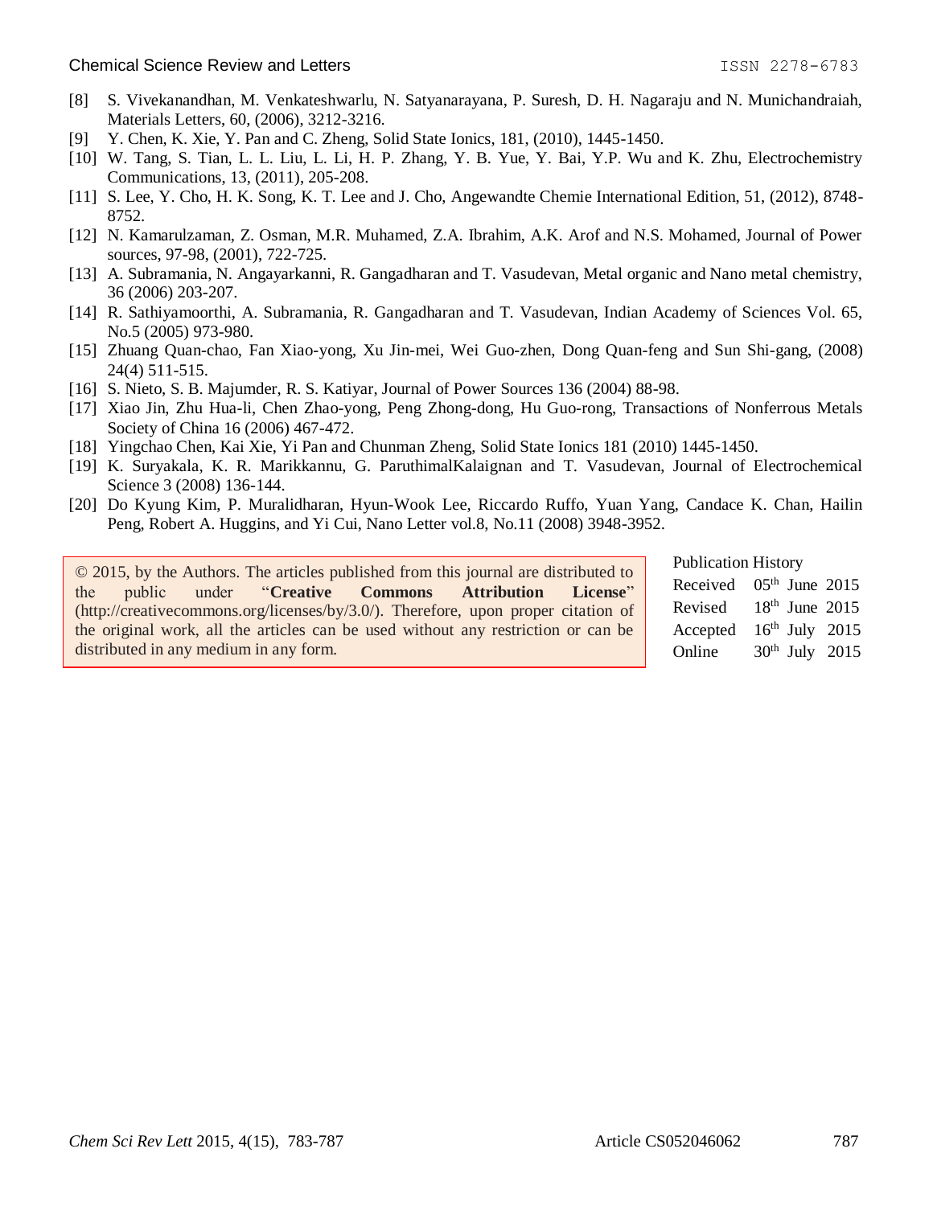[8] S. Vivekanandhan, M. Venkateshwarlu, N. Satyanarayana, P. Suresh, D. H. Nagaraju and N. Munichandraiah, Materials Letters, 60, (2006), 3212-3216.

[9] Y. Chen, K. Xie, Y. Pan and C. Zheng, Solid State Ionics, 181, (2010), 1445-1450.

[10] W. Tang, S. Tian, L. L. Liu, L. Li, H. P. Zhang, Y. B. Yue, Y. Bai, Y.P. Wu and K. Zhu, Electrochemistry Communications, 13, (2011), 205-208.

[11] S. Lee, Y. Cho, H. K. Song, K. T. Lee and J. Cho, Angewandte Chemie International Edition, 51, (2012), 8748-8752.

[12] N. Kamarulzaman, Z. Osman, M.R. Muhamed, Z.A. Ibrahim, A.K. Arof and N.S. Mohamed, Journal of Power sources, 97-98, (2001), 722-725.

[13] A. Subramania, N. Angayarkanni, R. Gangadharan and T. Vasudevan, Metal organic and Nano metal chemistry, 36 (2006) 203-207.

[14] R. Sathiyamoorthi, A. Subramania, R. Gangadharan and T. Vasudevan, Indian Academy of Sciences Vol. 65, No.5 (2005) 973-980.

[15] Zhuang Quan-chao, Fan Xiao-yong, Xu Jin-mei, Wei Guo-zhen, Dong Quan-feng and Sun Shi-gang, (2008) 24(4) 511-515.

[16] S. Nieto, S. B. Majumder, R. S. Katiyar, Journal of Power Sources 136 (2004) 88-98.

[17] Xiao Jin, Zhu Hua-li, Chen Zhao-yong, Peng Zhong-dong, Hu Guo-rong, Transactions of Nonferrous Metals Society of China 16 (2006) 467-472.

[18] Yingchao Chen, Kai Xie, Yi Pan and Chunman Zheng, Solid State Ionics 181 (2010) 1445-1450.

[19] K. Suryakala, K. R. Marikkannu, G. ParuthimalKalaignan and T. Vasudevan, Journal of Electrochemical Science 3 (2008) 136-144.

[20] Do Kyung Kim, P. Muralidharan, Hyun-Wook Lee, Riccardo Ruffo, Yuan Yang, Candace K. Chan, Hailin Peng, Robert A. Huggins, and Yi Cui, Nano Letter vol.8, No.11 (2008) 3948-3952.

© 2015, by the Authors. The articles published from this journal are distributed to the public under "**Creative Commons Attribution License**" (http://creativecommons.org/licenses/by/3.0/). Therefore, upon proper citation of the original work, all the articles can be used without any restriction or can be distributed in any medium in any form.

Publication History

| | |
|---|---|
| Received | $05^{th}$ June 2015 |
| Revised | $18^{th}$ June 2015 |
| Accepted | $16^{th}$ July 2015 |
| Online | $30^{th}$ July 2015 |